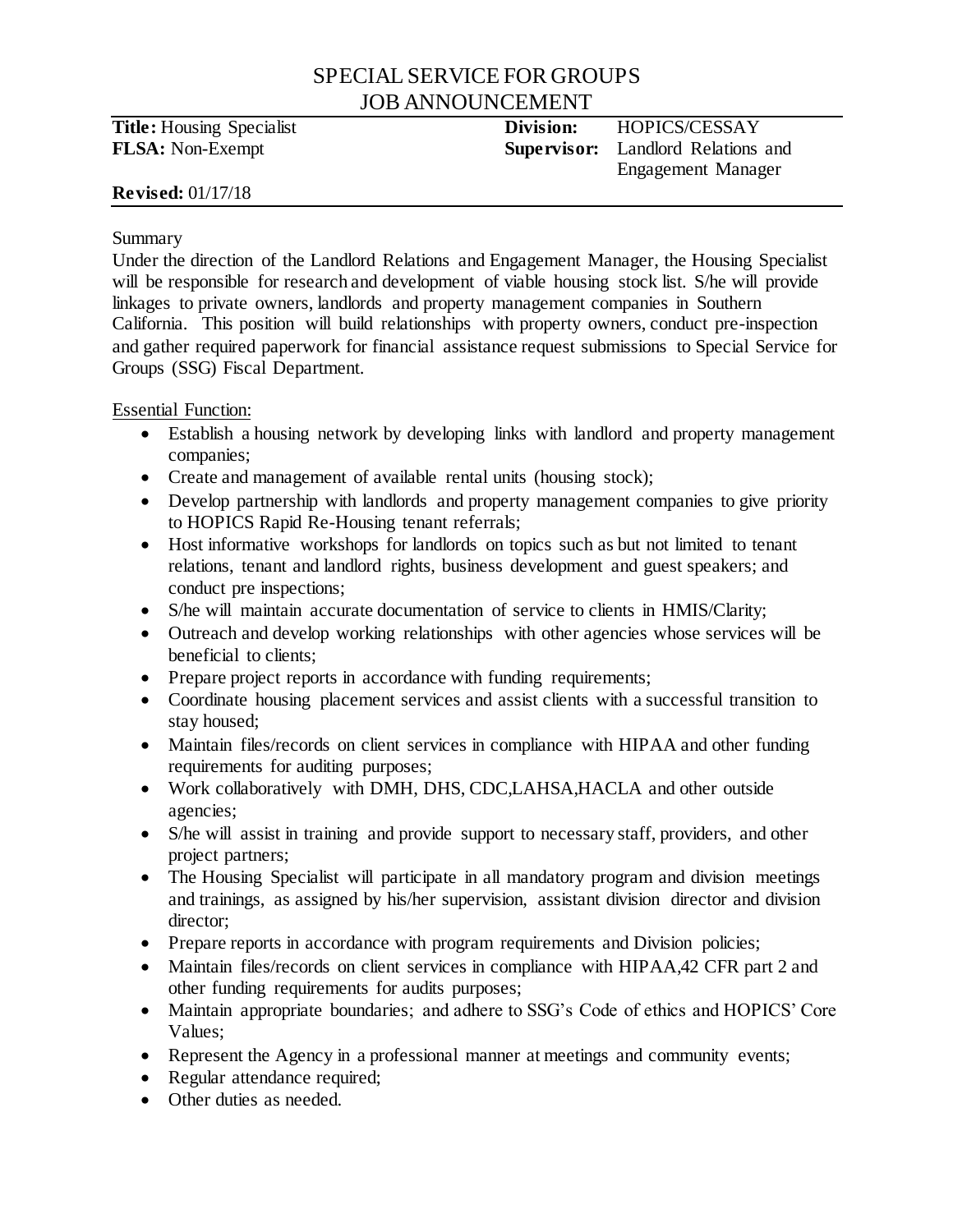# SPECIAL SERVICE FOR GROUPS
## JOB ANNOUNCEMENT

**Title:** Housing Specialist
**FLSA:** Non-Exempt
**Division:** HOPICS/CESSAY
**Supervisor:** Landlord Relations and Engagement Manager

**Revised:** 01/17/18

---

Summary

Under the direction of the Landlord Relations and Engagement Manager, the Housing Specialist will be responsible for research and development of viable housing stock list. S/he will provide linkages to private owners, landlords and property management companies in Southern California. This position will build relationships with property owners, conduct pre-inspection and gather required paperwork for financial assistance request submissions to Special Service for Groups (SSG) Fiscal Department.

Essential Function:

- Establish a housing network by developing links with landlord and property management companies;
- Create and management of available rental units (housing stock);
- Develop partnership with landlords and property management companies to give priority to HOPICS Rapid Re-Housing tenant referrals;
- Host informative workshops for landlords on topics such as but not limited to tenant relations, tenant and landlord rights, business development and guest speakers; and conduct pre inspections;
- S/he will maintain accurate documentation of service to clients in HMIS/Clarity;
- Outreach and develop working relationships with other agencies whose services will be beneficial to clients;
- Prepare project reports in accordance with funding requirements;
- Coordinate housing placement services and assist clients with a successful transition to stay housed;
- Maintain files/records on client services in compliance with HIPAA and other funding requirements for auditing purposes;
- Work collaboratively with DMH, DHS, CDC,LAHSA,HACLA and other outside agencies;
- S/he will assist in training and provide support to necessary staff, providers, and other project partners;
- The Housing Specialist will participate in all mandatory program and division meetings and trainings, as assigned by his/her supervision, assistant division director and division director;
- Prepare reports in accordance with program requirements and Division policies;
- Maintain files/records on client services in compliance with HIPAA,42 CFR part 2 and other funding requirements for audits purposes;
- Maintain appropriate boundaries; and adhere to SSG's Code of ethics and HOPICS' Core Values;
- Represent the Agency in a professional manner at meetings and community events;
- Regular attendance required;
- Other duties as needed.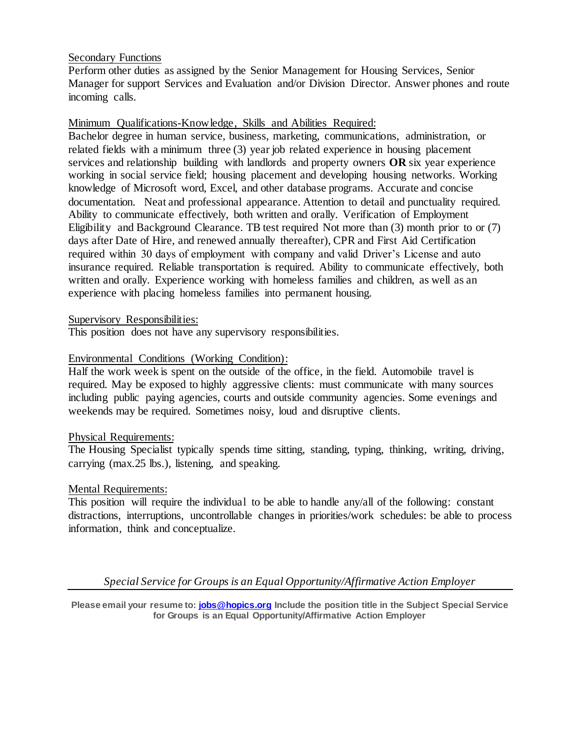Secondary Functions

Perform other duties as assigned by the Senior Management for Housing Services, Senior Manager for support Services and Evaluation and/or Division Director. Answer phones and route incoming calls.

Minimum Qualifications-Knowledge, Skills and Abilities Required:

Bachelor degree in human service, business, marketing, communications, administration, or related fields with a minimum three (3) year job related experience in housing placement services and relationship building with landlords and property owners **OR** six year experience working in social service field; housing placement and developing housing networks. Working knowledge of Microsoft word, Excel, and other database programs. Accurate and concise documentation. Neat and professional appearance. Attention to detail and punctuality required. Ability to communicate effectively, both written and orally. Verification of Employment Eligibility and Background Clearance. TB test required Not more than (3) month prior to or (7) days after Date of Hire, and renewed annually thereafter), CPR and First Aid Certification required within 30 days of employment with company and valid Driver's License and auto insurance required. Reliable transportation is required. Ability to communicate effectively, both written and orally. Experience working with homeless families and children, as well as an experience with placing homeless families into permanent housing.

Supervisory Responsibilities:

This position does not have any supervisory responsibilities.

Environmental Conditions (Working Condition):

Half the work week is spent on the outside of the office, in the field. Automobile travel is required. May be exposed to highly aggressive clients: must communicate with many sources including public paying agencies, courts and outside community agencies. Some evenings and weekends may be required. Sometimes noisy, loud and disruptive clients.

Physical Requirements:

The Housing Specialist typically spends time sitting, standing, typing, thinking, writing, driving, carrying (max.25 lbs.), listening, and speaking.

Mental Requirements:

This position will require the individual to be able to handle any/all of the following: constant distractions, interruptions, uncontrollable changes in priorities/work schedules: be able to process information, think and conceptualize.

*Special Service for Groups is an Equal Opportunity/Affirmative Action Employer*

**Please email your resume to: jobs@hopics.org Include the position title in the Subject Special Service for Groups is an Equal Opportunity/Affirmative Action Employer**